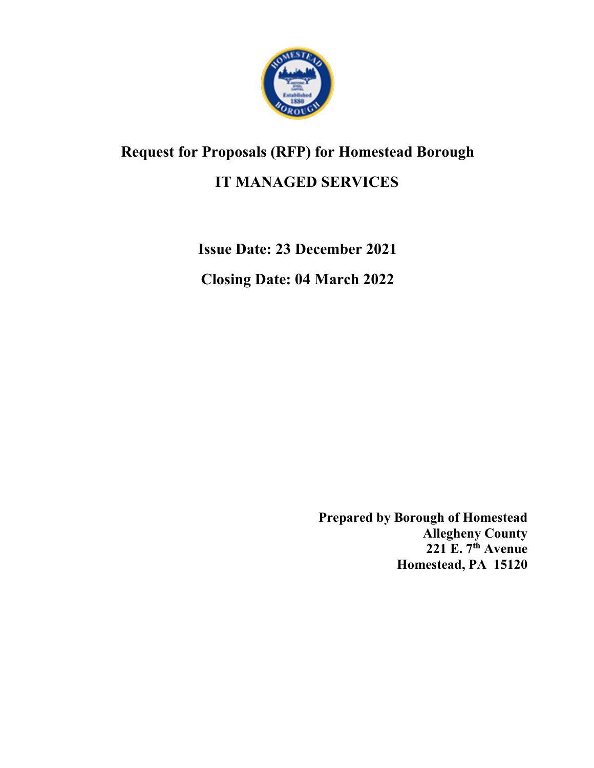# Request for Proposals (RFP) for Homestead Borough

# IT MANAGED SERVICES

**Issue Date: 23 December 2021**

**Closing Date: 04 March 2022**

**Prepared by Borough of Homestead**
**Allegheny County**
**221 E. 7th Avenue**
**Homestead, PA 15120**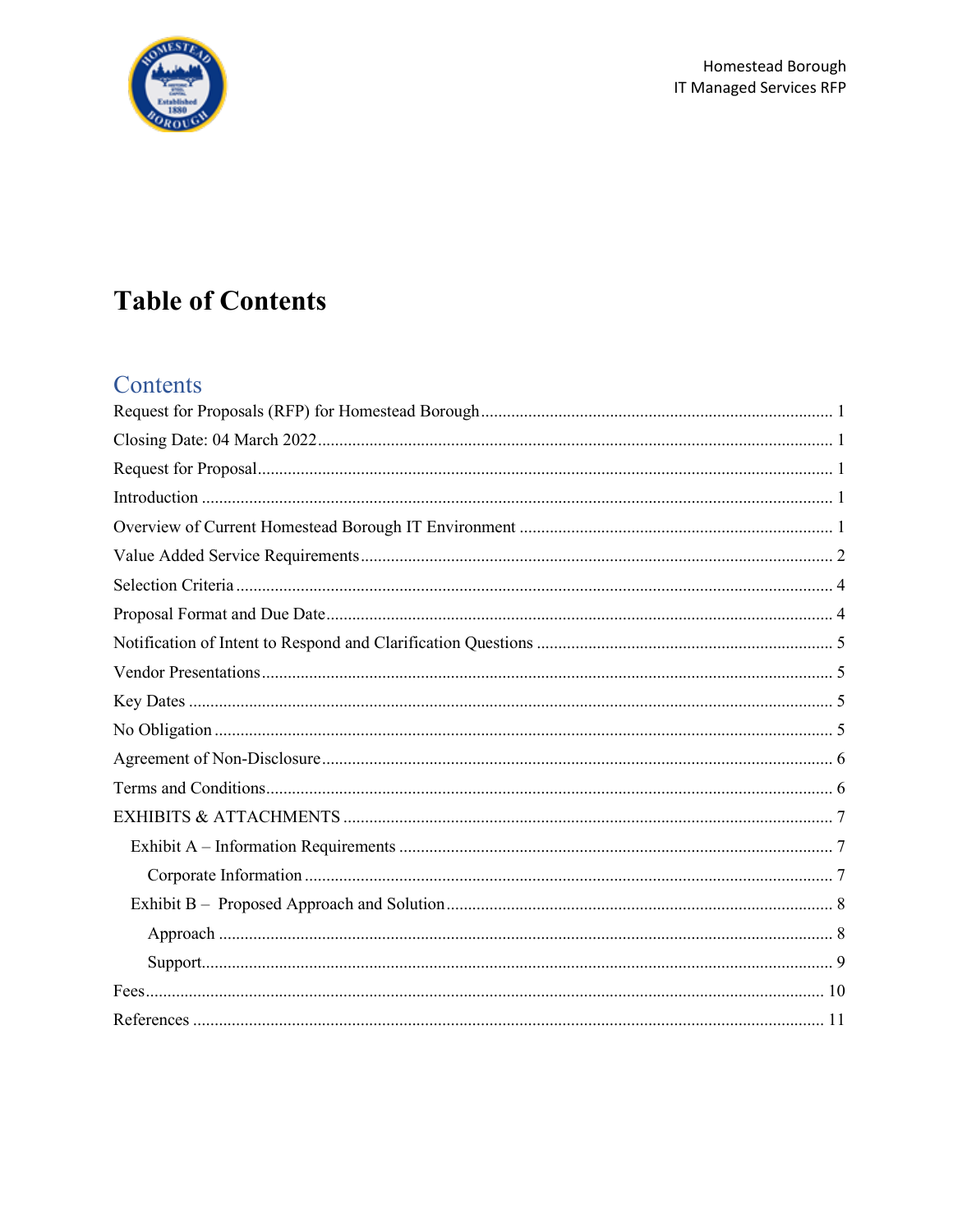# Table of Contents

## Contents

Request for Proposals (RFP) for Homestead Borough ........ 1
Closing Date: 04 March 2022 ........ 1
Request for Proposal ........ 1
Introduction ........ 1
Overview of Current Homestead Borough IT Environment ........ 1
Value Added Service Requirements ........ 2
Selection Criteria ........ 4
Proposal Format and Due Date ........ 4
Notification of Intent to Respond and Clarification Questions ........ 5
Vendor Presentations ........ 5
Key Dates ........ 5
No Obligation ........ 5
Agreement of Non-Disclosure ........ 6
Terms and Conditions ........ 6
EXHIBITS & ATTACHMENTS ........ 7
- Exhibit A – Information Requirements ........ 7
  - Corporate Information ........ 7
- Exhibit B – Proposed Approach and Solution ........ 8
  - Approach ........ 8
  - Support ........ 9

Fees ........ 10
References ........ 11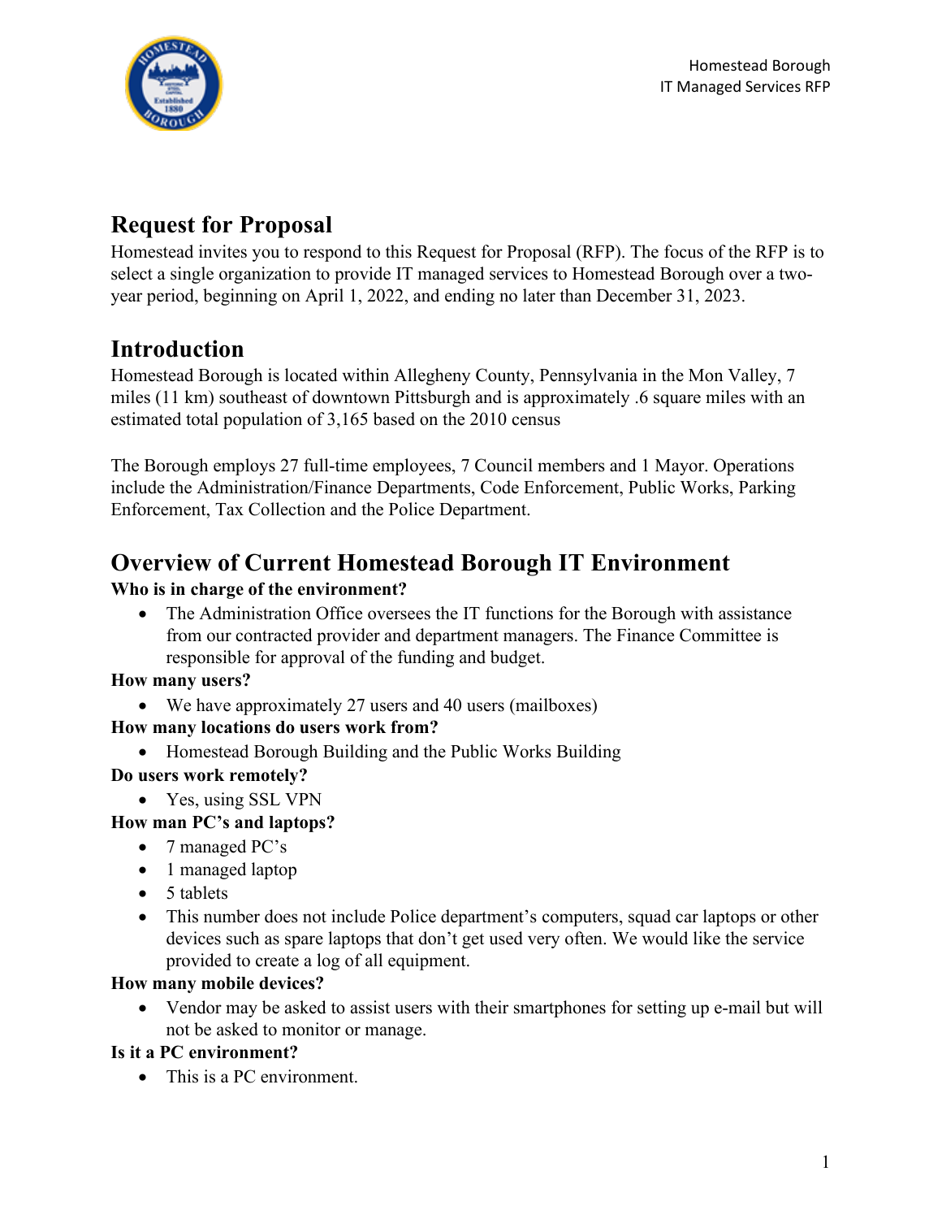## Request for Proposal

Homestead invites you to respond to this Request for Proposal (RFP). The focus of the RFP is to select a single organization to provide IT managed services to Homestead Borough over a two-year period, beginning on April 1, 2022, and ending no later than December 31, 2023.

## Introduction

Homestead Borough is located within Allegheny County, Pennsylvania in the Mon Valley, 7 miles (11 km) southeast of downtown Pittsburgh and is approximately .6 square miles with an estimated total population of 3,165 based on the 2010 census

The Borough employs 27 full-time employees, 7 Council members and 1 Mayor. Operations include the Administration/Finance Departments, Code Enforcement, Public Works, Parking Enforcement, Tax Collection and the Police Department.

## Overview of Current Homestead Borough IT Environment

**Who is in charge of the environment?**

- The Administration Office oversees the IT functions for the Borough with assistance from our contracted provider and department managers. The Finance Committee is responsible for approval of the funding and budget.

**How many users?**

- We have approximately 27 users and 40 users (mailboxes)

**How many locations do users work from?**

- Homestead Borough Building and the Public Works Building

**Do users work remotely?**

- Yes, using SSL VPN

**How man PC's and laptops?**

- 7 managed PC's
- 1 managed laptop
- 5 tablets
- This number does not include Police department's computers, squad car laptops or other devices such as spare laptops that don't get used very often. We would like the service provided to create a log of all equipment.

**How many mobile devices?**

- Vendor may be asked to assist users with their smartphones for setting up e-mail but will not be asked to monitor or manage.

**Is it a PC environment?**

- This is a PC environment.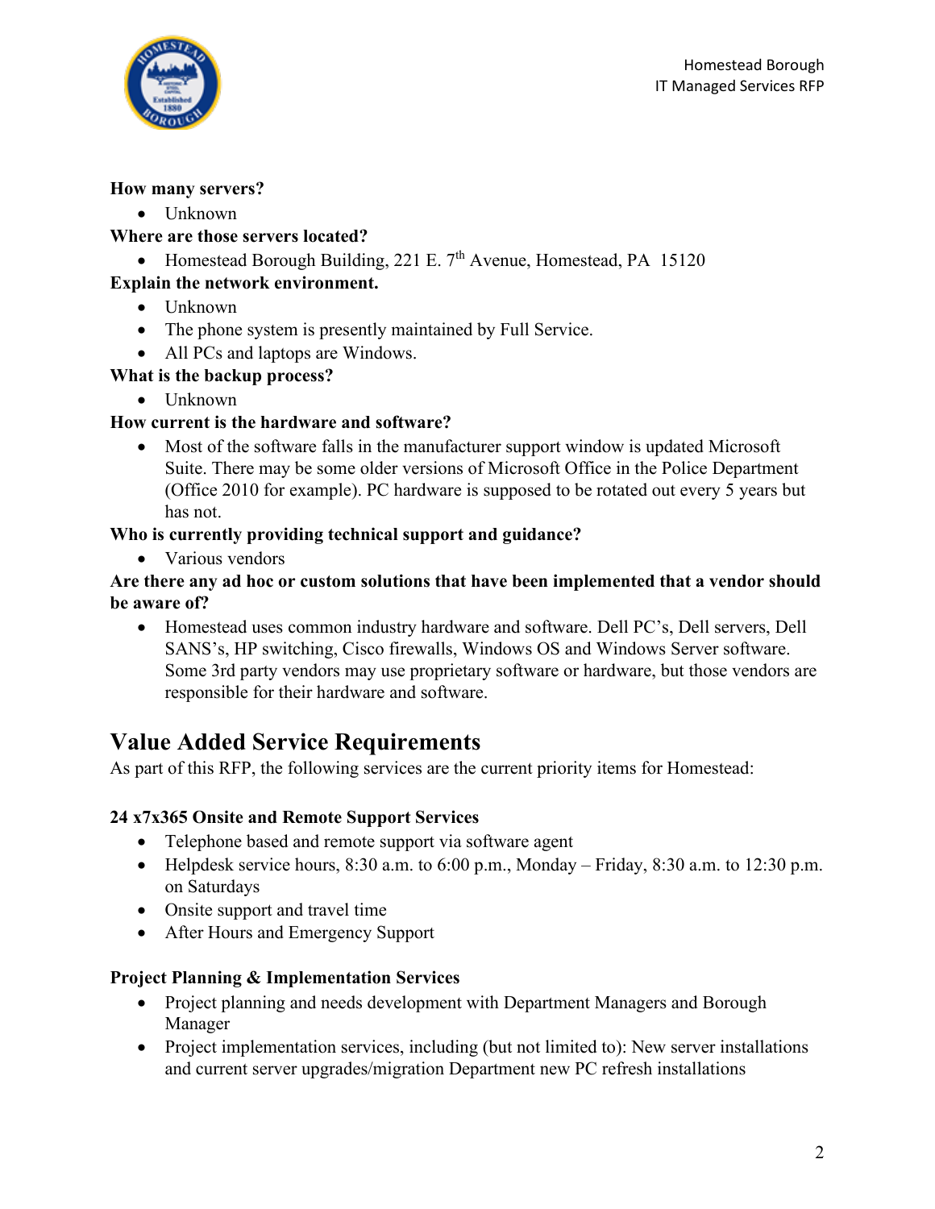**How many servers?**

- Unknown

**Where are those servers located?**

- Homestead Borough Building, 221 E. 7th Avenue, Homestead, PA 15120

**Explain the network environment.**

- Unknown
- The phone system is presently maintained by Full Service.
- All PCs and laptops are Windows.

**What is the backup process?**

- Unknown

**How current is the hardware and software?**

- Most of the software falls in the manufacturer support window is updated Microsoft Suite. There may be some older versions of Microsoft Office in the Police Department (Office 2010 for example). PC hardware is supposed to be rotated out every 5 years but has not.

**Who is currently providing technical support and guidance?**

- Various vendors

**Are there any ad hoc or custom solutions that have been implemented that a vendor should be aware of?**

- Homestead uses common industry hardware and software. Dell PC's, Dell servers, Dell SANS's, HP switching, Cisco firewalls, Windows OS and Windows Server software. Some 3rd party vendors may use proprietary software or hardware, but those vendors are responsible for their hardware and software.

## Value Added Service Requirements

As part of this RFP, the following services are the current priority items for Homestead:

**24 x7x365 Onsite and Remote Support Services**

- Telephone based and remote support via software agent
- Helpdesk service hours, 8:30 a.m. to 6:00 p.m., Monday – Friday, 8:30 a.m. to 12:30 p.m. on Saturdays
- Onsite support and travel time
- After Hours and Emergency Support

**Project Planning & Implementation Services**

- Project planning and needs development with Department Managers and Borough Manager
- Project implementation services, including (but not limited to): New server installations and current server upgrades/migration Department new PC refresh installations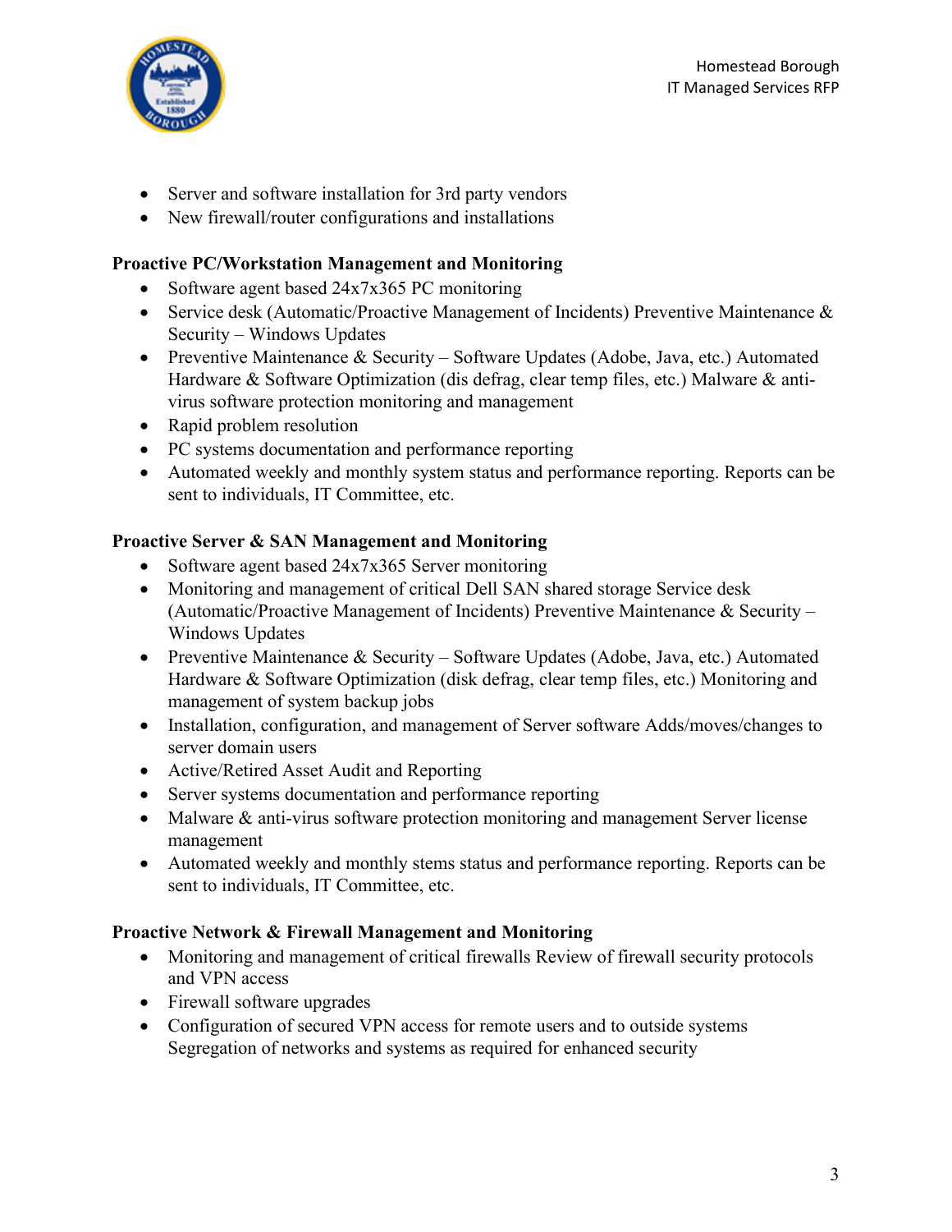- Server and software installation for 3rd party vendors
- New firewall/router configurations and installations

**Proactive PC/Workstation Management and Monitoring**

- Software agent based 24x7x365 PC monitoring
- Service desk (Automatic/Proactive Management of Incidents) Preventive Maintenance & Security – Windows Updates
- Preventive Maintenance & Security – Software Updates (Adobe, Java, etc.) Automated Hardware & Software Optimization (dis defrag, clear temp files, etc.) Malware & anti-virus software protection monitoring and management
- Rapid problem resolution
- PC systems documentation and performance reporting
- Automated weekly and monthly system status and performance reporting. Reports can be sent to individuals, IT Committee, etc.

**Proactive Server & SAN Management and Monitoring**

- Software agent based 24x7x365 Server monitoring
- Monitoring and management of critical Dell SAN shared storage Service desk (Automatic/Proactive Management of Incidents) Preventive Maintenance & Security – Windows Updates
- Preventive Maintenance & Security – Software Updates (Adobe, Java, etc.) Automated Hardware & Software Optimization (disk defrag, clear temp files, etc.) Monitoring and management of system backup jobs
- Installation, configuration, and management of Server software Adds/moves/changes to server domain users
- Active/Retired Asset Audit and Reporting
- Server systems documentation and performance reporting
- Malware & anti-virus software protection monitoring and management Server license management
- Automated weekly and monthly stems status and performance reporting. Reports can be sent to individuals, IT Committee, etc.

**Proactive Network & Firewall Management and Monitoring**

- Monitoring and management of critical firewalls Review of firewall security protocols and VPN access
- Firewall software upgrades
- Configuration of secured VPN access for remote users and to outside systems Segregation of networks and systems as required for enhanced security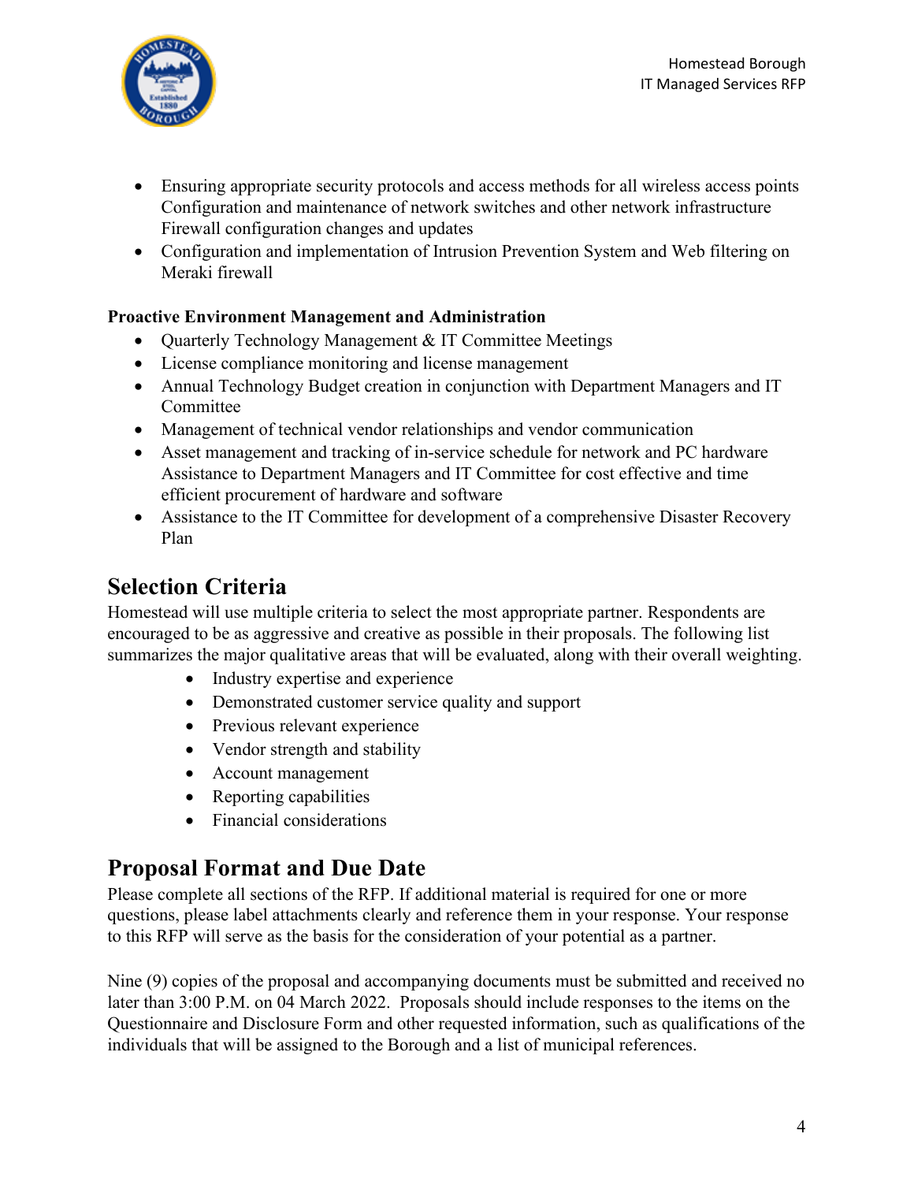- Ensuring appropriate security protocols and access methods for all wireless access points Configuration and maintenance of network switches and other network infrastructure Firewall configuration changes and updates
- Configuration and implementation of Intrusion Prevention System and Web filtering on Meraki firewall

**Proactive Environment Management and Administration**

- Quarterly Technology Management & IT Committee Meetings
- License compliance monitoring and license management
- Annual Technology Budget creation in conjunction with Department Managers and IT Committee
- Management of technical vendor relationships and vendor communication
- Asset management and tracking of in-service schedule for network and PC hardware Assistance to Department Managers and IT Committee for cost effective and time efficient procurement of hardware and software
- Assistance to the IT Committee for development of a comprehensive Disaster Recovery Plan

## Selection Criteria

Homestead will use multiple criteria to select the most appropriate partner. Respondents are encouraged to be as aggressive and creative as possible in their proposals. The following list summarizes the major qualitative areas that will be evaluated, along with their overall weighting.

- Industry expertise and experience
- Demonstrated customer service quality and support
- Previous relevant experience
- Vendor strength and stability
- Account management
- Reporting capabilities
- Financial considerations

## Proposal Format and Due Date

Please complete all sections of the RFP. If additional material is required for one or more questions, please label attachments clearly and reference them in your response. Your response to this RFP will serve as the basis for the consideration of your potential as a partner.

Nine (9) copies of the proposal and accompanying documents must be submitted and received no later than 3:00 P.M. on 04 March 2022. Proposals should include responses to the items on the Questionnaire and Disclosure Form and other requested information, such as qualifications of the individuals that will be assigned to the Borough and a list of municipal references.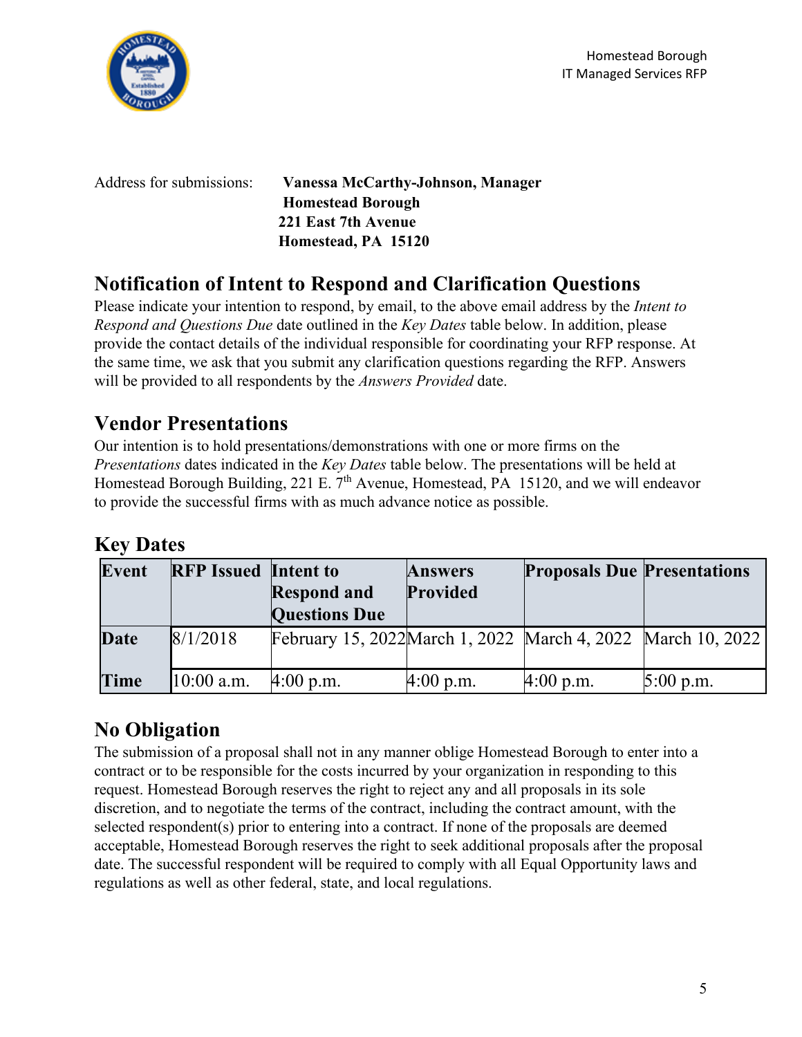Address for submissions: **Vanessa McCarthy-Johnson, Manager**
**Homestead Borough**
**221 East 7th Avenue**
**Homestead, PA 15120**

## Notification of Intent to Respond and Clarification Questions

Please indicate your intention to respond, by email, to the above email address by the *Intent to Respond and Questions Due* date outlined in the *Key Dates* table below. In addition, please provide the contact details of the individual responsible for coordinating your RFP response. At the same time, we ask that you submit any clarification questions regarding the RFP. Answers will be provided to all respondents by the *Answers Provided* date.

## Vendor Presentations

Our intention is to hold presentations/demonstrations with one or more firms on the *Presentations* dates indicated in the *Key Dates* table below. The presentations will be held at Homestead Borough Building, 221 E. 7th Avenue, Homestead, PA 15120, and we will endeavor to provide the successful firms with as much advance notice as possible.

## Key Dates

| Event | RFP Issued | Intent to Respond and Questions Due | Answers Provided | Proposals Due | Presentations |
|---|---|---|---|---|---|
| **Date** | 8/1/2018 | February 15, 2022 | March 1, 2022 | March 4, 2022 | March 10, 2022 |
| **Time** | 10:00 a.m. | 4:00 p.m. | 4:00 p.m. | 4:00 p.m. | 5:00 p.m. |

## No Obligation

The submission of a proposal shall not in any manner oblige Homestead Borough to enter into a contract or to be responsible for the costs incurred by your organization in responding to this request. Homestead Borough reserves the right to reject any and all proposals in its sole discretion, and to negotiate the terms of the contract, including the contract amount, with the selected respondent(s) prior to entering into a contract. If none of the proposals are deemed acceptable, Homestead Borough reserves the right to seek additional proposals after the proposal date. The successful respondent will be required to comply with all Equal Opportunity laws and regulations as well as other federal, state, and local regulations.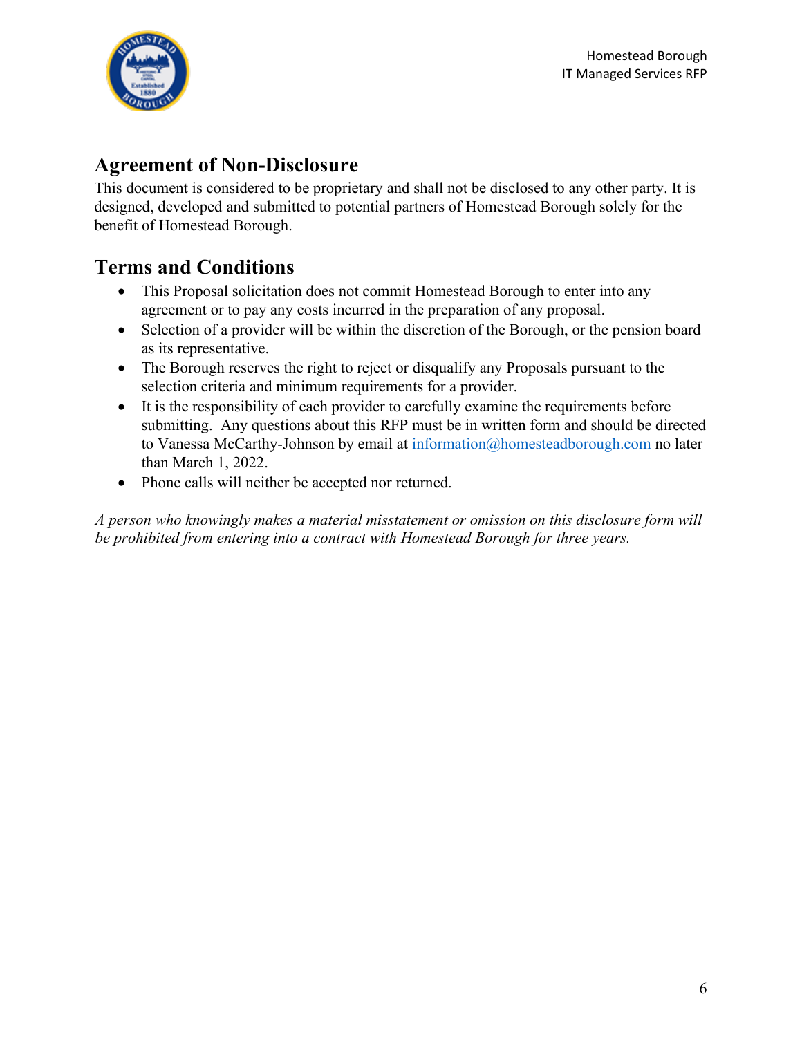## Agreement of Non-Disclosure

This document is considered to be proprietary and shall not be disclosed to any other party. It is designed, developed and submitted to potential partners of Homestead Borough solely for the benefit of Homestead Borough.

## Terms and Conditions

- This Proposal solicitation does not commit Homestead Borough to enter into any agreement or to pay any costs incurred in the preparation of any proposal.
- Selection of a provider will be within the discretion of the Borough, or the pension board as its representative.
- The Borough reserves the right to reject or disqualify any Proposals pursuant to the selection criteria and minimum requirements for a provider.
- It is the responsibility of each provider to carefully examine the requirements before submitting. Any questions about this RFP must be in written form and should be directed to Vanessa McCarthy-Johnson by email at information@homesteadborough.com no later than March 1, 2022.
- Phone calls will neither be accepted nor returned.

*A person who knowingly makes a material misstatement or omission on this disclosure form will be prohibited from entering into a contract with Homestead Borough for three years.*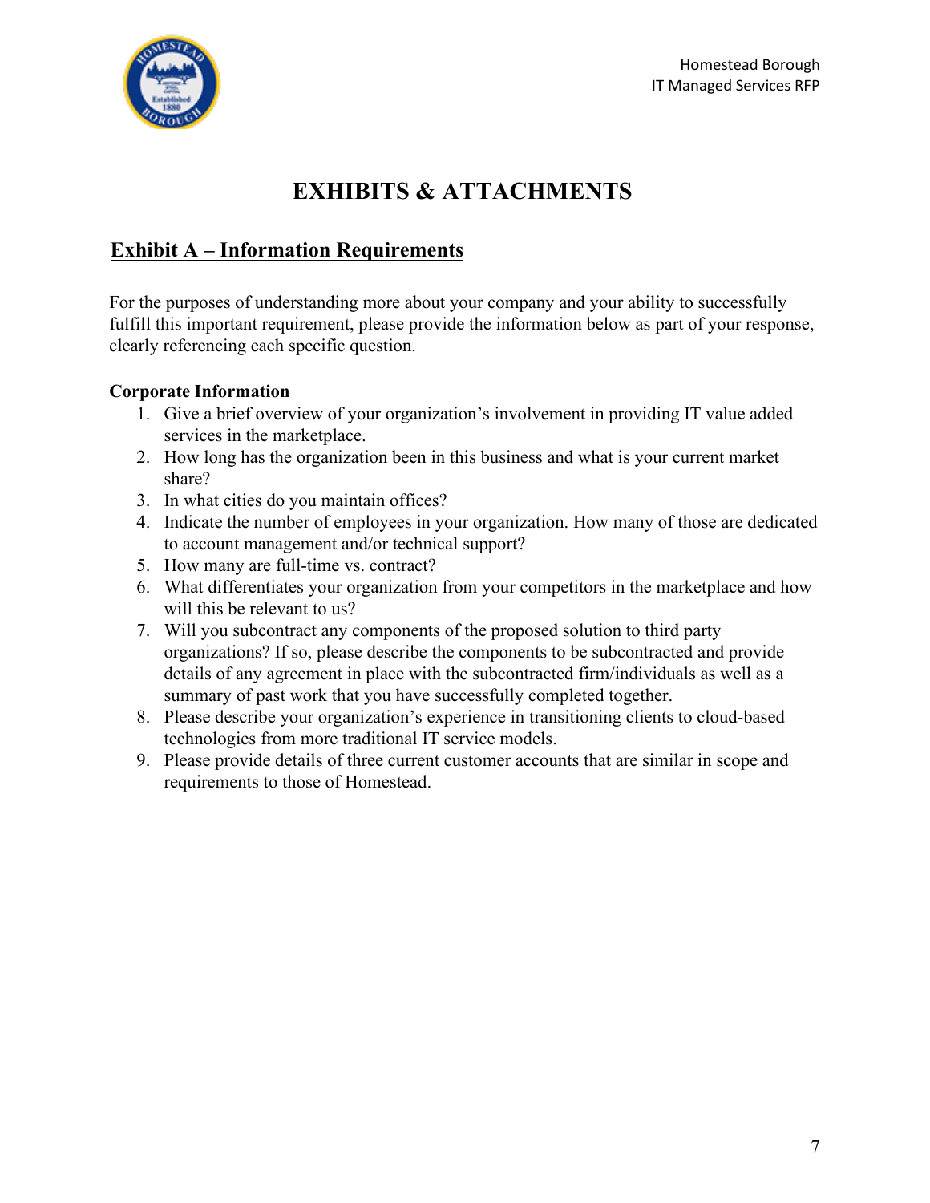# EXHIBITS & ATTACHMENTS

## Exhibit A – Information Requirements

For the purposes of understanding more about your company and your ability to successfully fulfill this important requirement, please provide the information below as part of your response, clearly referencing each specific question.

**Corporate Information**

1. Give a brief overview of your organization's involvement in providing IT value added services in the marketplace.
2. How long has the organization been in this business and what is your current market share?
3. In what cities do you maintain offices?
4. Indicate the number of employees in your organization. How many of those are dedicated to account management and/or technical support?
5. How many are full-time vs. contract?
6. What differentiates your organization from your competitors in the marketplace and how will this be relevant to us?
7. Will you subcontract any components of the proposed solution to third party organizations? If so, please describe the components to be subcontracted and provide details of any agreement in place with the subcontracted firm/individuals as well as a summary of past work that you have successfully completed together.
8. Please describe your organization's experience in transitioning clients to cloud-based technologies from more traditional IT service models.
9. Please provide details of three current customer accounts that are similar in scope and requirements to those of Homestead.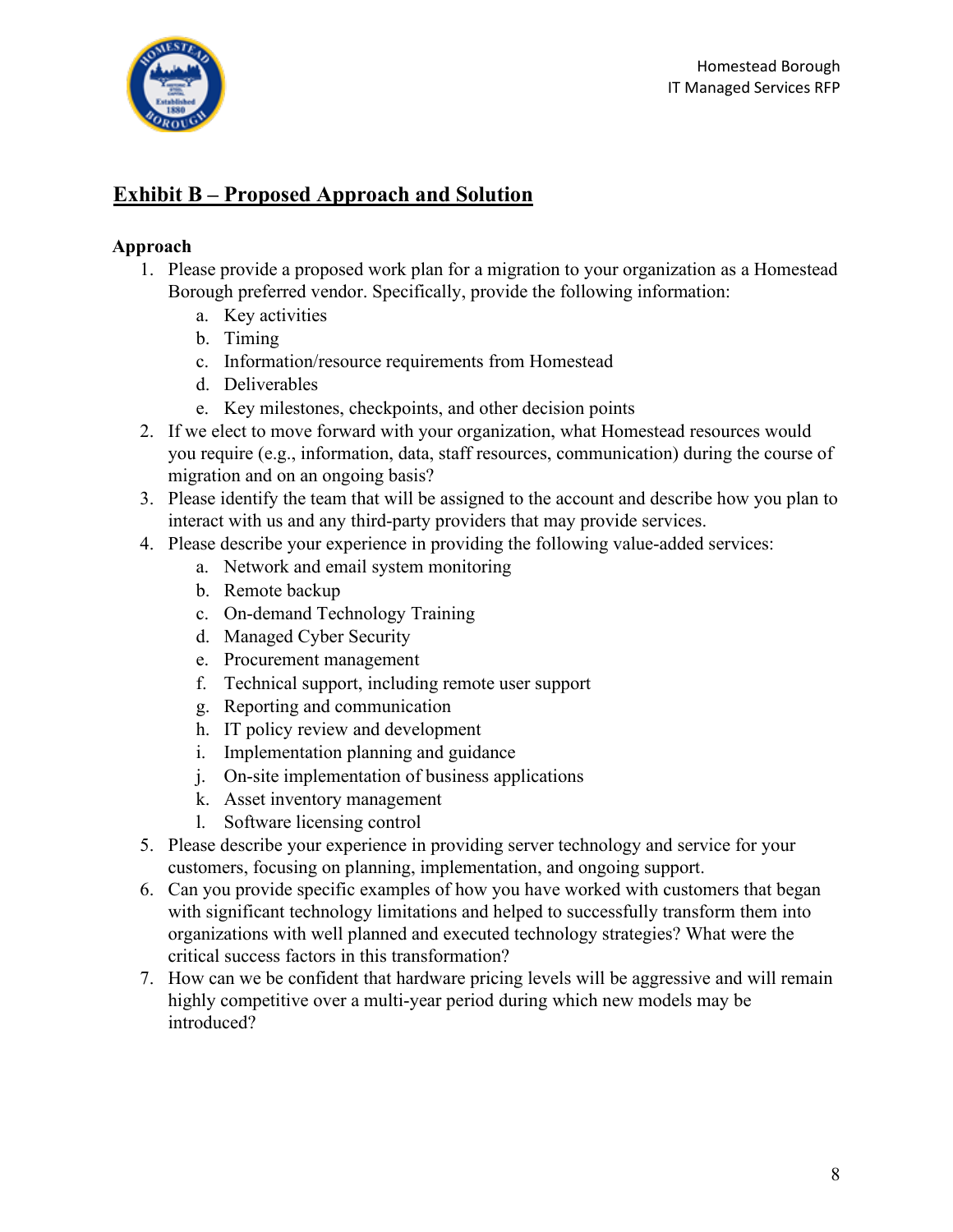## Exhibit B – Proposed Approach and Solution

**Approach**

1. Please provide a proposed work plan for a migration to your organization as a Homestead Borough preferred vendor. Specifically, provide the following information:
    a. Key activities
    b. Timing
    c. Information/resource requirements from Homestead
    d. Deliverables
    e. Key milestones, checkpoints, and other decision points
2. If we elect to move forward with your organization, what Homestead resources would you require (e.g., information, data, staff resources, communication) during the course of migration and on an ongoing basis?
3. Please identify the team that will be assigned to the account and describe how you plan to interact with us and any third-party providers that may provide services.
4. Please describe your experience in providing the following value-added services:
    a. Network and email system monitoring
    b. Remote backup
    c. On-demand Technology Training
    d. Managed Cyber Security
    e. Procurement management
    f. Technical support, including remote user support
    g. Reporting and communication
    h. IT policy review and development
    i. Implementation planning and guidance
    j. On-site implementation of business applications
    k. Asset inventory management
    l. Software licensing control
5. Please describe your experience in providing server technology and service for your customers, focusing on planning, implementation, and ongoing support.
6. Can you provide specific examples of how you have worked with customers that began with significant technology limitations and helped to successfully transform them into organizations with well planned and executed technology strategies? What were the critical success factors in this transformation?
7. How can we be confident that hardware pricing levels will be aggressive and will remain highly competitive over a multi-year period during which new models may be introduced?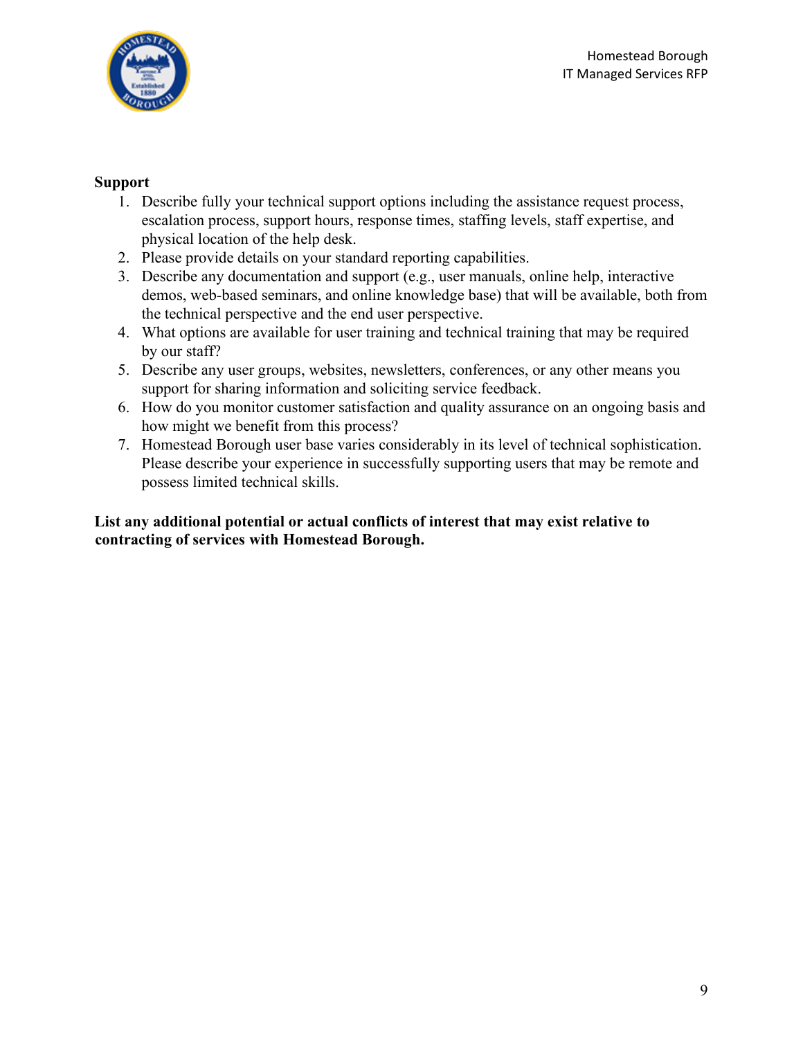**Support**

1. Describe fully your technical support options including the assistance request process, escalation process, support hours, response times, staffing levels, staff expertise, and physical location of the help desk.
2. Please provide details on your standard reporting capabilities.
3. Describe any documentation and support (e.g., user manuals, online help, interactive demos, web-based seminars, and online knowledge base) that will be available, both from the technical perspective and the end user perspective.
4. What options are available for user training and technical training that may be required by our staff?
5. Describe any user groups, websites, newsletters, conferences, or any other means you support for sharing information and soliciting service feedback.
6. How do you monitor customer satisfaction and quality assurance on an ongoing basis and how might we benefit from this process?
7. Homestead Borough user base varies considerably in its level of technical sophistication. Please describe your experience in successfully supporting users that may be remote and possess limited technical skills.

**List any additional potential or actual conflicts of interest that may exist relative to contracting of services with Homestead Borough.**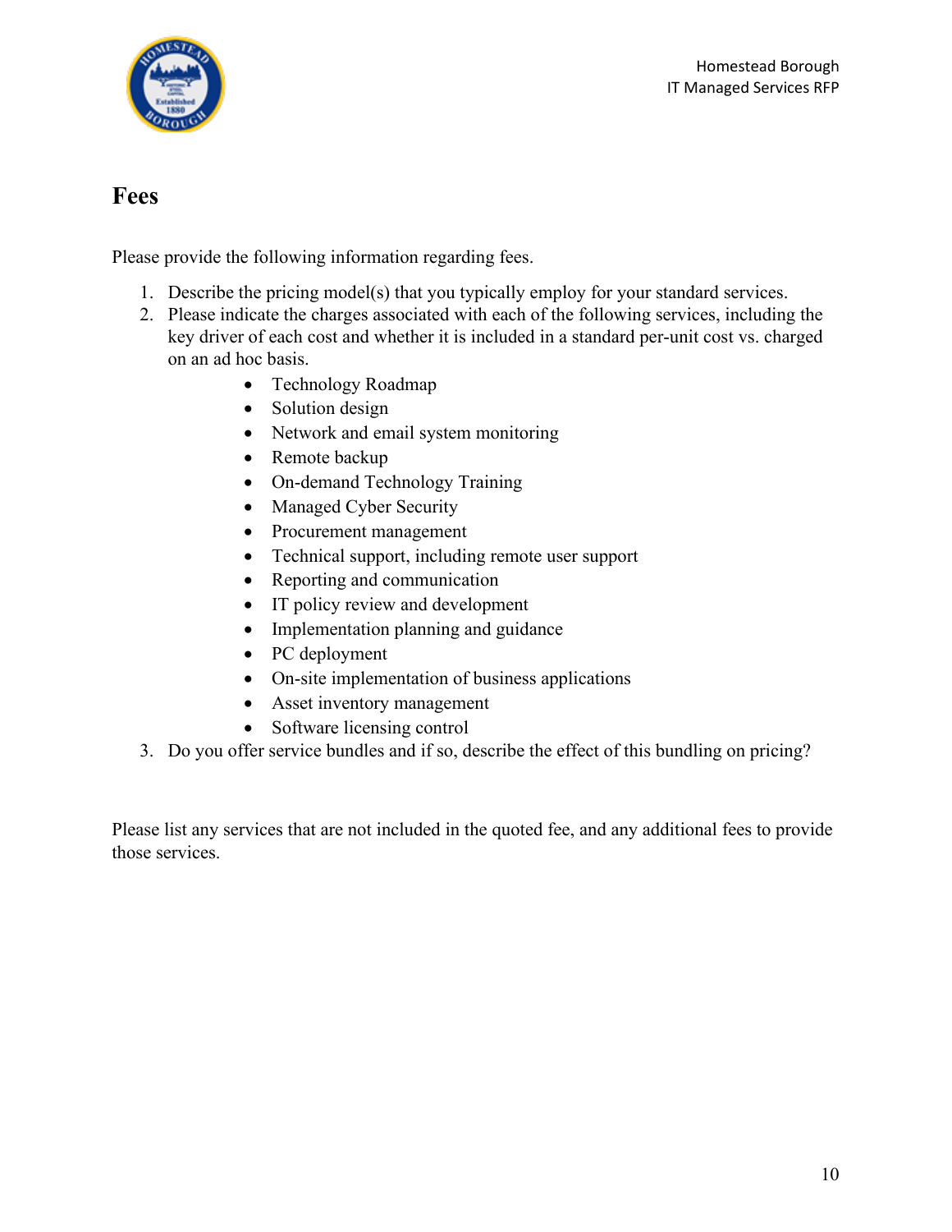# Fees

Please provide the following information regarding fees.

1. Describe the pricing model(s) that you typically employ for your standard services.
2. Please indicate the charges associated with each of the following services, including the key driver of each cost and whether it is included in a standard per-unit cost vs. charged on an ad hoc basis.
    - Technology Roadmap
    - Solution design
    - Network and email system monitoring
    - Remote backup
    - On-demand Technology Training
    - Managed Cyber Security
    - Procurement management
    - Technical support, including remote user support
    - Reporting and communication
    - IT policy review and development
    - Implementation planning and guidance
    - PC deployment
    - On-site implementation of business applications
    - Asset inventory management
    - Software licensing control
3. Do you offer service bundles and if so, describe the effect of this bundling on pricing?

Please list any services that are not included in the quoted fee, and any additional fees to provide those services.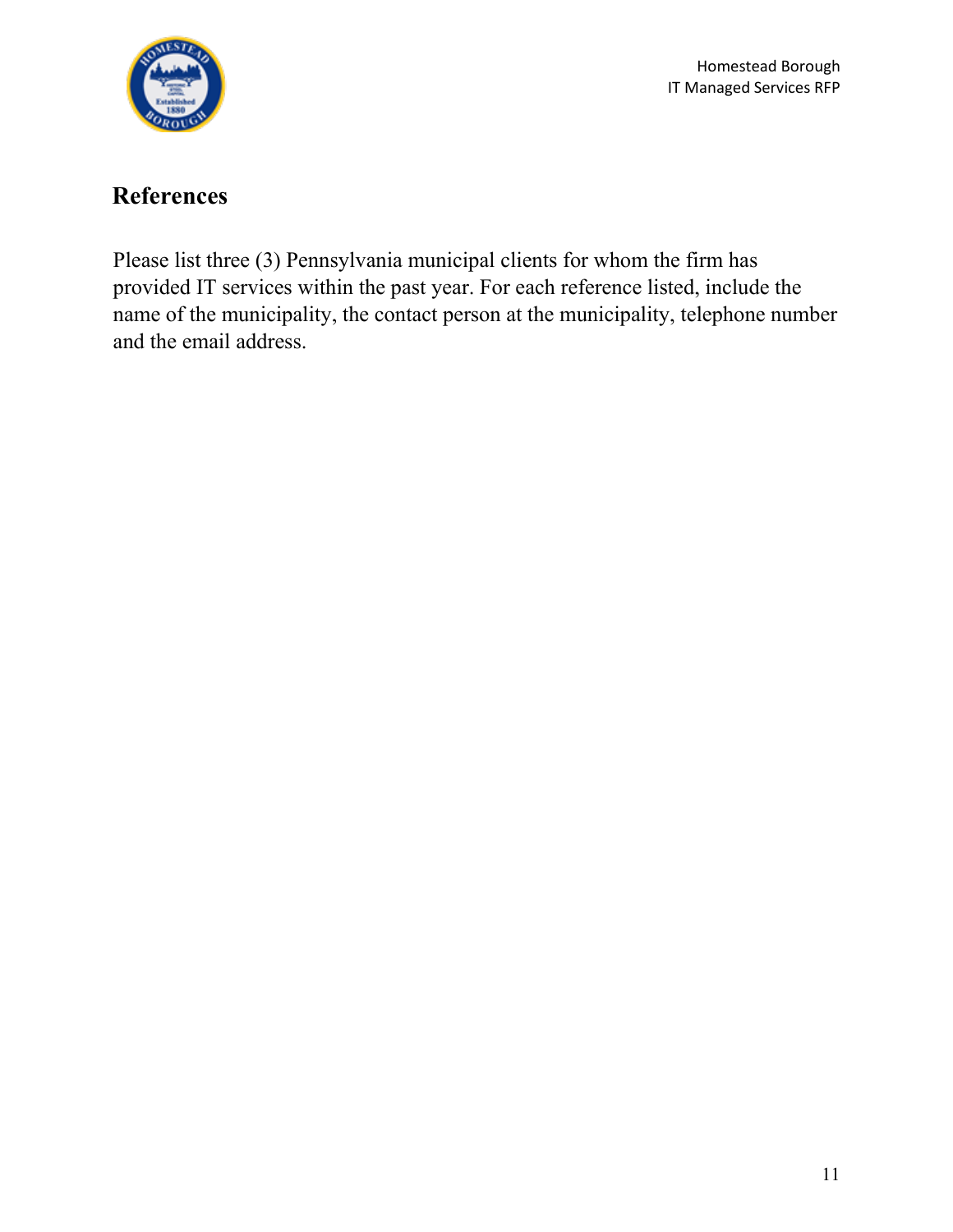## References

Please list three (3) Pennsylvania municipal clients for whom the firm has provided IT services within the past year. For each reference listed, include the name of the municipality, the contact person at the municipality, telephone number and the email address.